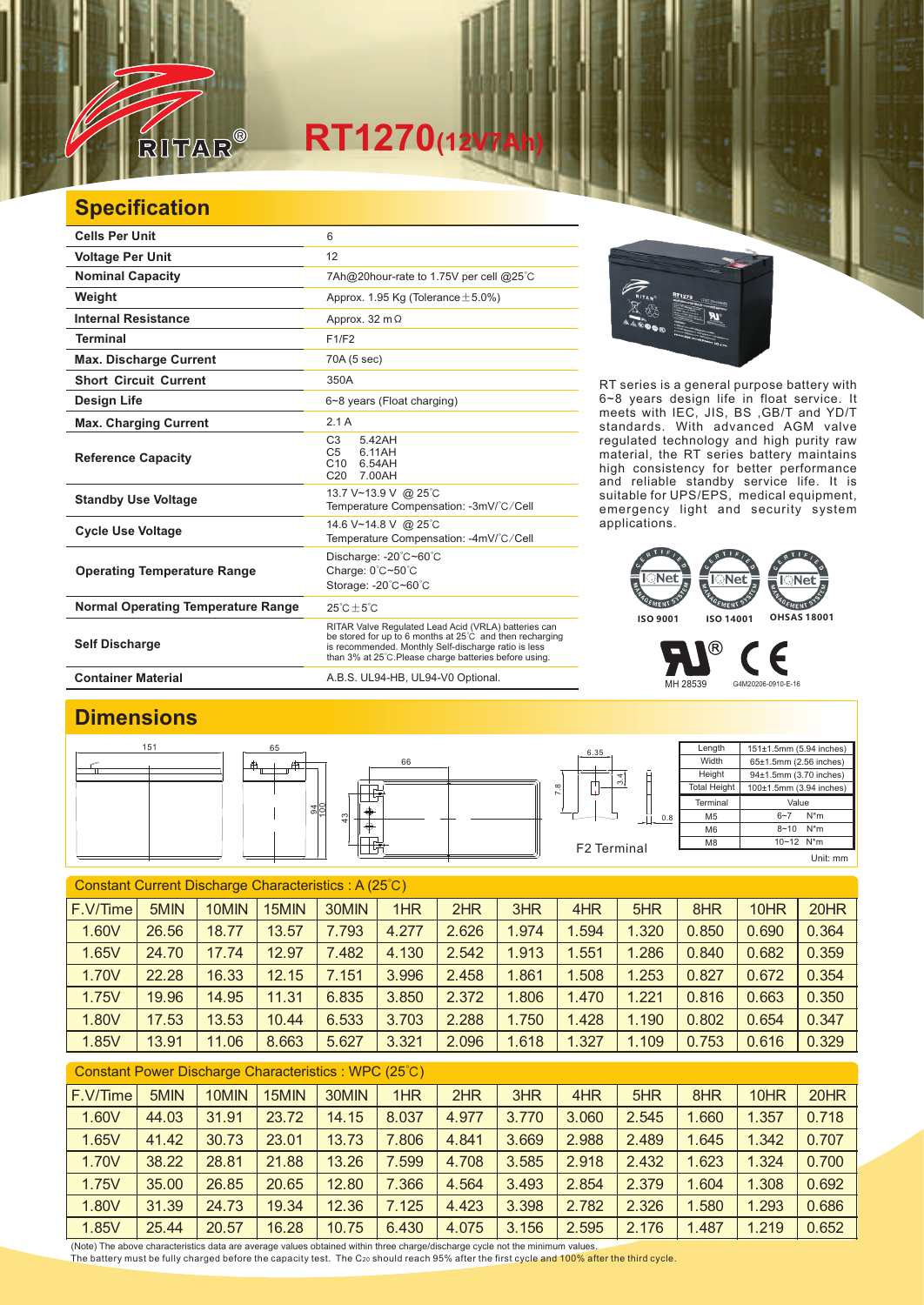# RT1270(12V7Ah)

## Specification

| Cells Per Unit | 6 |
|---|---|
| Voltage Per Unit | 12 |
| Nominal Capacity | 7Ah@20hour-rate to 1.75V per cell @25°C |
| Weight | Approx. 1.95 Kg (Tolerance±5.0%) |
| Internal Resistance | Approx. 32 mΩ |
| Terminal | F1/F2 |
| Max. Discharge Current | 70A (5 sec) |
| Short Circuit Current | 350A |
| Design Life | 6~8 years (Float charging) |
| Max. Charging Current | 2.1 A |
| Reference Capacity | C3 5.42AH<br>C5 6.11AH<br>C10 6.54AH<br>C20 7.00AH |
| Standby Use Voltage | 13.7 V~13.9 V @ 25°C<br>Temperature Compensation: -3mV/°C/Cell |
| Cycle Use Voltage | 14.6 V~14.8 V @ 25°C<br>Temperature Compensation: -4mV/°C/Cell |
| Operating Temperature Range | Discharge: -20°C~60°C<br>Charge: 0°C~50°C<br>Storage: -20°C~60°C |
| Normal Operating Temperature Range | 25°C±5°C |
| Self Discharge | RITAR Valve Regulated Lead Acid (VRLA) batteries can be stored for up to 6 months at 25°C and then recharging is recommended. Monthly Self-discharge ratio is less than 3% at 25°C.Please charge batteries before using. |
| Container Material | A.B.S. UL94-HB, UL94-V0 Optional. |

RT series is a general purpose battery with 6~8 years design life in float service. It meets with IEC, JIS, BS ,GB/T and YD/T standards. With advanced AGM valve regulated technology and high purity raw material, the RT series battery maintains high consistency for better performance and reliable standby service life. It is suitable for UPS/EPS, medical equipment, emergency light and security system applications.

ISO 9001 ISO 14001 OHSAS 18001

MH 28539 G4M20206-0910-E-16

## Dimensions

| Length | 151±1.5mm (5.94 inches) |
|---|---|
| Width | 65±1.5mm (2.56 inches) |
| Height | 94±1.5mm (3.70 inches) |
| Total Height | 100±1.5mm (3.94 inches) |

| Terminal | Value |
|---|---|
| M5 | 6~7 N*m |
| M6 | 8~10 N*m |
| M8 | 10~12 N*m |

Unit: mm

F2 Terminal

### Constant Current Discharge Characteristics : A (25°C)

| F.V/Time | 5MIN | 10MIN | 15MIN | 30MIN | 1HR | 2HR | 3HR | 4HR | 5HR | 8HR | 10HR | 20HR |
|---|---|---|---|---|---|---|---|---|---|---|---|---|
| 1.60V | 26.56 | 18.77 | 13.57 | 7.793 | 4.277 | 2.626 | 1.974 | 1.594 | 1.320 | 0.850 | 0.690 | 0.364 |
| 1.65V | 24.70 | 17.74 | 12.97 | 7.482 | 4.130 | 2.542 | 1.913 | 1.551 | 1.286 | 0.840 | 0.682 | 0.359 |
| 1.70V | 22.28 | 16.33 | 12.15 | 7.151 | 3.996 | 2.458 | 1.861 | 1.508 | 1.253 | 0.827 | 0.672 | 0.354 |
| 1.75V | 19.96 | 14.95 | 11.31 | 6.835 | 3.850 | 2.372 | 1.806 | 1.470 | 1.221 | 0.816 | 0.663 | 0.350 |
| 1.80V | 17.53 | 13.53 | 10.44 | 6.533 | 3.703 | 2.288 | 1.750 | 1.428 | 1.190 | 0.802 | 0.654 | 0.347 |
| 1.85V | 13.91 | 11.06 | 8.663 | 5.627 | 3.321 | 2.096 | 1.618 | 1.327 | 1.109 | 0.753 | 0.616 | 0.329 |

### Constant Power Discharge Characteristics : WPC (25°C)

| F.V/Time | 5MIN | 10MIN | 15MIN | 30MIN | 1HR | 2HR | 3HR | 4HR | 5HR | 8HR | 10HR | 20HR |
|---|---|---|---|---|---|---|---|---|---|---|---|---|
| 1.60V | 44.03 | 31.91 | 23.72 | 14.15 | 8.037 | 4.977 | 3.770 | 3.060 | 2.545 | 1.660 | 1.357 | 0.718 |
| 1.65V | 41.42 | 30.73 | 23.01 | 13.73 | 7.806 | 4.841 | 3.669 | 2.988 | 2.489 | 1.645 | 1.342 | 0.707 |
| 1.70V | 38.22 | 28.81 | 21.88 | 13.26 | 7.599 | 4.708 | 3.585 | 2.918 | 2.432 | 1.623 | 1.324 | 0.700 |
| 1.75V | 35.00 | 26.85 | 20.65 | 12.80 | 7.366 | 4.564 | 3.493 | 2.854 | 2.379 | 1.604 | 1.308 | 0.692 |
| 1.80V | 31.39 | 24.73 | 19.34 | 12.36 | 7.125 | 4.423 | 3.398 | 2.782 | 2.326 | 1.580 | 1.293 | 0.686 |
| 1.85V | 25.44 | 20.57 | 16.28 | 10.75 | 6.430 | 4.075 | 3.156 | 2.595 | 2.176 | 1.487 | 1.219 | 0.652 |

(Note) The above characteristics data are average values obtained within three charge/discharge cycle not the minimum values.
The battery must be fully charged before the capacity test. The $C_{20}$ should reach 95% after the first cycle and 100% after the third cycle.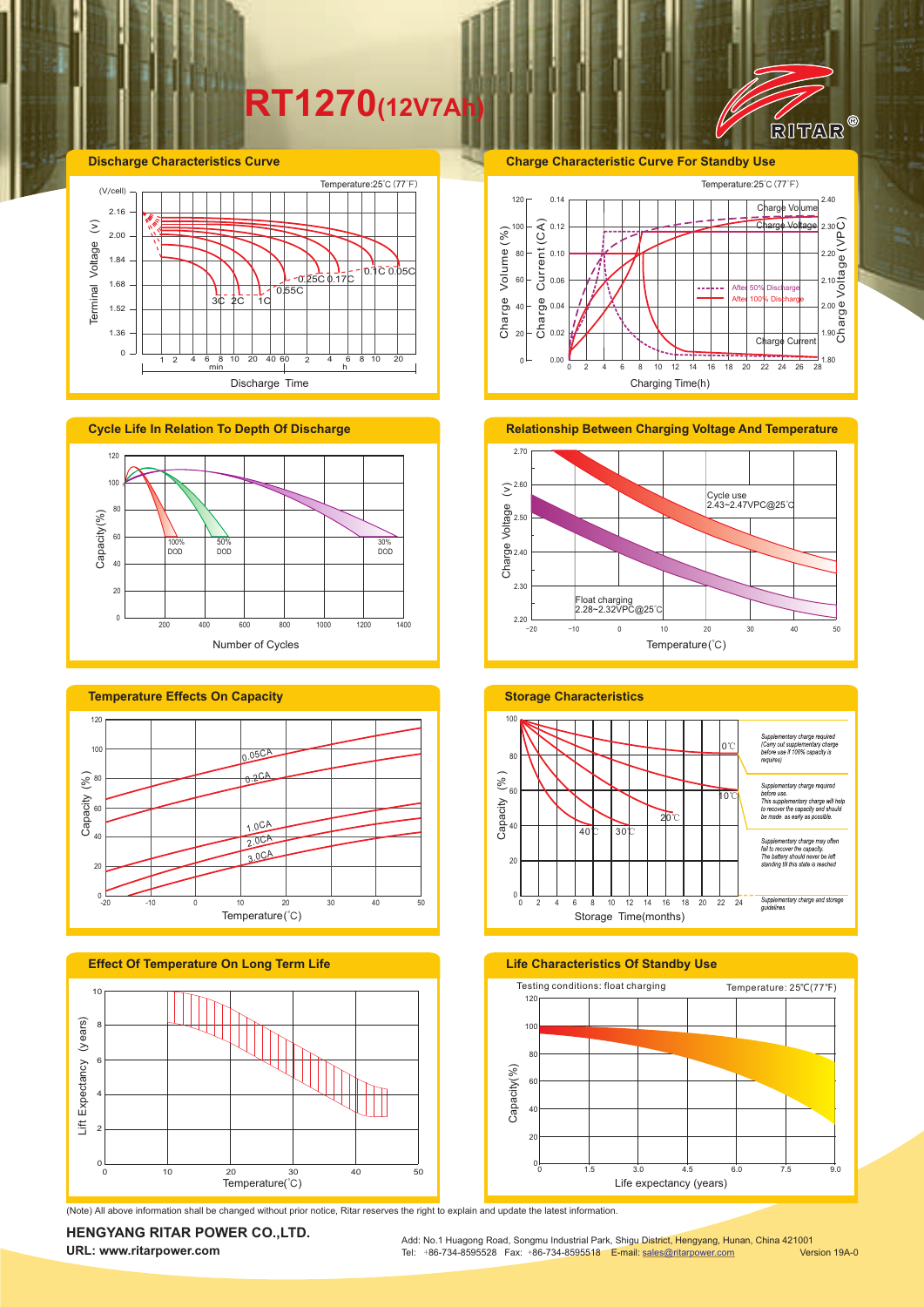# RT1270(12V7Ah)

RITAR®

## Discharge Characteristics Curve

Temperature:25°C (77°F)

(V/cell)

Terminal Voltage (v)

2.16
2.00
1.84
1.68
1.52
1.36
0

3C 2C 1C 0.55C 0.25C 0.17C 0.1C 0.05C

1 2 4 6 8 10 20 40 60 2 4 6 8 10 20

min h

Discharge Time

## Charge Characteristic Curve For Standby Use

Temperature:25°C (77°F)

Charge Volume (%)
Charge Current (CA)
Charge Voltage (VPC)

120 100 80 60 40 20 0

0.14 0.12 0.10 0.06 0.04 0.02 0.00

2.40 2.30 2.20 2.10 2.00 1.90 1.80

Charge Volume
Charge Voltage
After 50% Discharge
After 100% Discharge
Charge Current

0 2 4 6 8 10 12 14 16 18 20 22 24 26 28

Charging Time(h)

## Cycle Life In Relation To Depth Of Discharge

Capacity(%)

120 100 80 60 40 20 0

100% DOD
50% DOD
30% DOD

200 400 600 800 1000 1200 1400

Number of Cycles

## Relationship Between Charging Voltage And Temperature

Charge Voltage (v)

2.70 2.60 2.50 2.40 2.30 2.20

Cycle use
2.43~2.47VPC@25°C

Float charging
2.28~2.32VPC@25°C

−20 −10 0 10 20 30 40 50

Temperature(°C)

## Temperature Effects On Capacity

Capacity (%)

120 100 80 60 40 20 0

0.05CA
0.2CA
1.0CA
2.0CA
3.0CA

-20 -10 0 10 20 30 40 50

Temperature(°C)

## Storage Characteristics

Capacity (%)

100 80 60 40 20 0

0°C 10°C 20°C 30°C 40°C

0 2 4 6 8 10 12 14 16 18 20 22 24

Storage Time(months)

*Supplementary charge required (Carry out supplementary charge before use if 100% capacity is requires)*

*Supplementary charge required before use. This supplementary charge will help to recover the capacity and should be made as early as possible.*

*Supplementary charge may often fail to recover the capacity. The battery should never be left standing till this state is reached*

*Supplementary charge and storage guidelines*

## Effect Of Temperature On Long Term Life

Lift Expectancy (years)

10 8 6 4 2 0

0 10 20 30 40 50

Temperature(°C)

## Life Characteristics Of Standby Use

Testing conditions: float charging

Temperature: 25°C(77°F)

Capacity(%)

120 100 80 60 40 20 0

0 1.5 3.0 4.5 6.0 7.5 9.0

Life expectancy (years)

(Note) All above information shall be changed without prior notice, Ritar reserves the right to explain and update the latest information.

**HENGYANG RITAR POWER CO.,LTD.**

**URL: www.ritarpower.com**

Add: No.1 Huagong Road, Songmu Industrial Park, Shigu District, Hengyang, Hunan, China 421001

Tel: +86-734-8595528 Fax: +86-734-8595518 E-mail: sales@ritarpower.com

Version 19A-0